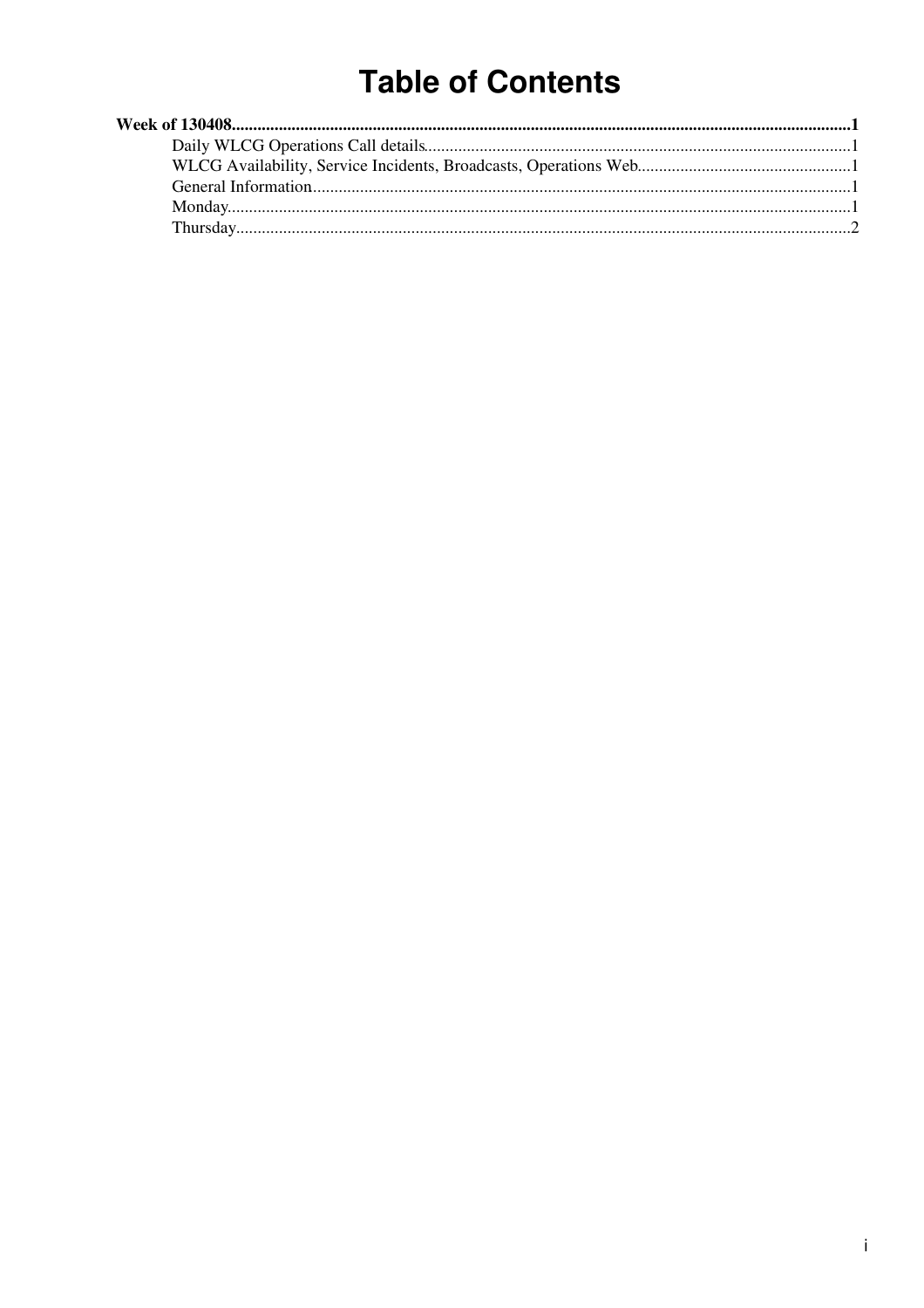# Table of Contents

**Week of 130408**..........1

- Daily WLCG Operations Call details..........1
- WLCG Availability, Service Incidents, Broadcasts, Operations Web..........1
- General Information..........1
- Monday..........1
- Thursday..........2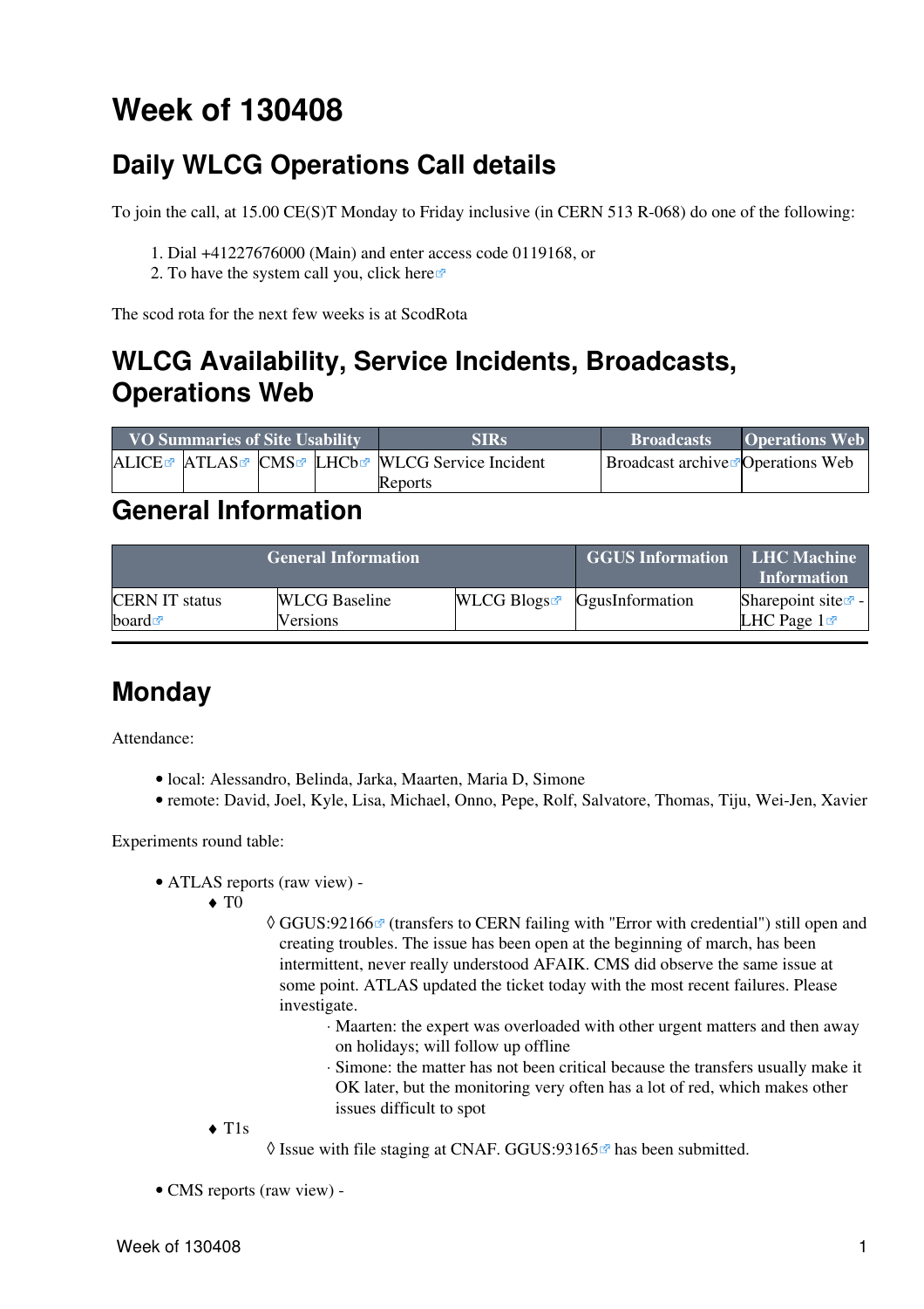# Week of 130408

## Daily WLCG Operations Call details

To join the call, at 15.00 CE(S)T Monday to Friday inclusive (in CERN 513 R-068) do one of the following:

1. Dial +41227676000 (Main) and enter access code 0119168, or
2. To have the system call you, click here

The scod rota for the next few weeks is at ScodRota

## WLCG Availability, Service Incidents, Broadcasts, Operations Web

| VO Summaries of Site Usability | | | | SIRs | Broadcasts | Operations Web |
|---|---|---|---|---|---|---|
| ALICE | ATLAS | CMS | LHCb | WLCG Service Incident Reports | Broadcast archive | Operations Web |

## General Information

| General Information | | | GGUS Information | LHC Machine Information |
|---|---|---|---|---|
| CERN IT status board | WLCG Baseline Versions | WLCG Blogs | GgusInformation | Sharepoint site - LHC Page 1 |

---

## Monday

Attendance:

- local: Alessandro, Belinda, Jarka, Maarten, Maria D, Simone
- remote: David, Joel, Kyle, Lisa, Michael, Onno, Pepe, Rolf, Salvatore, Thomas, Tiju, Wei-Jen, Xavier

Experiments round table:

- ATLAS reports (raw view) -
  - T0
    - GGUS:92166 (transfers to CERN failing with "Error with credential") still open and creating troubles. The issue has been open at the beginning of march, has been intermittent, never really understood AFAIK. CMS did observe the same issue at some point. ATLAS updated the ticket today with the most recent failures. Please investigate.
      - Maarten: the expert was overloaded with other urgent matters and then away on holidays; will follow up offline
      - Simone: the matter has not been critical because the transfers usually make it OK later, but the monitoring very often has a lot of red, which makes other issues difficult to spot
  - T1s
    - Issue with file staging at CNAF. GGUS:93165 has been submitted.
- CMS reports (raw view) -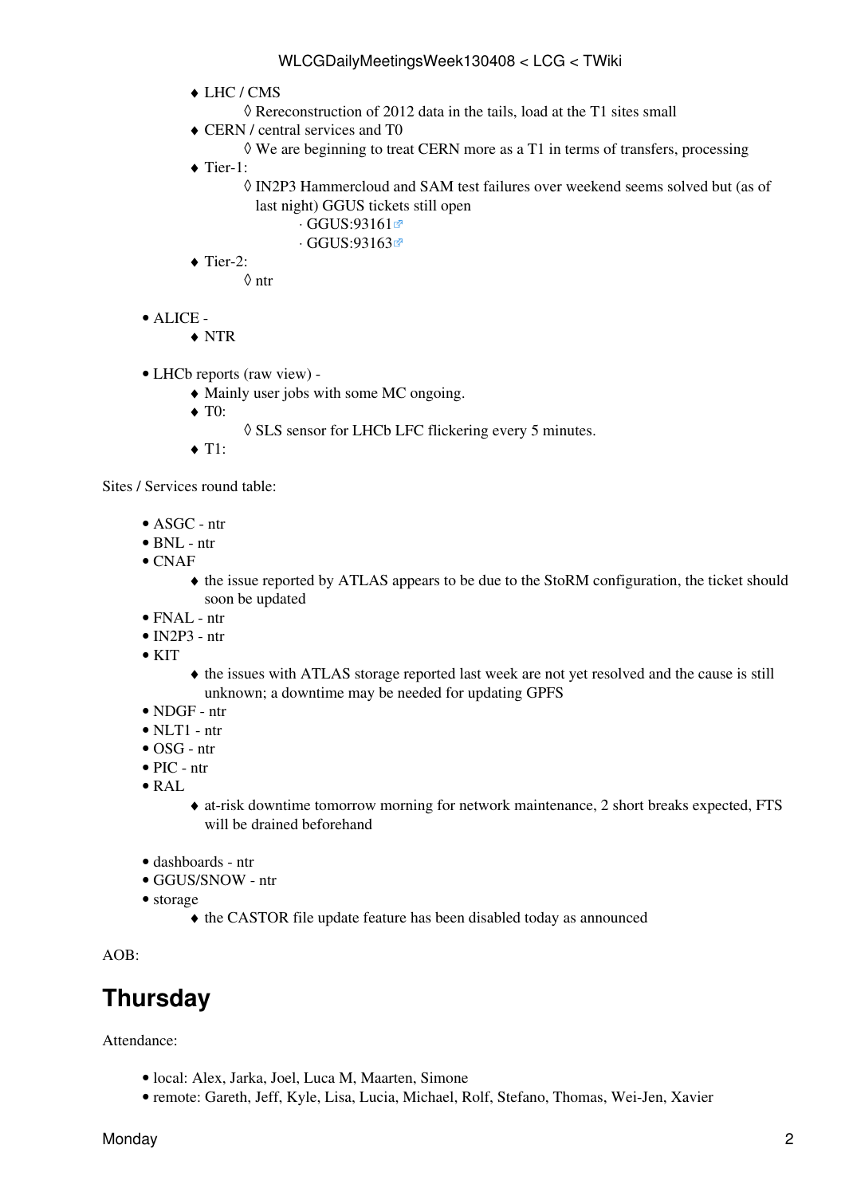- LHC / CMS
    - Rereconstruction of 2012 data in the tails, load at the T1 sites small
- CERN / central services and T0
    - We are beginning to treat CERN more as a T1 in terms of transfers, processing
- Tier-1:
    - IN2P3 Hammercloud and SAM test failures over weekend seems solved but (as of last night) GGUS tickets still open
        - GGUS:93161
        - GGUS:93163
- Tier-2:
    - ntr

- ALICE -
    - NTR

- LHCb reports (raw view) -
    - Mainly user jobs with some MC ongoing.
    - T0:
        - SLS sensor for LHCb LFC flickering every 5 minutes.
    - T1:

Sites / Services round table:

- ASGC - ntr
- BNL - ntr
- CNAF
    - the issue reported by ATLAS appears to be due to the StoRM configuration, the ticket should soon be updated
- FNAL - ntr
- IN2P3 - ntr
- KIT
    - the issues with ATLAS storage reported last week are not yet resolved and the cause is still unknown; a downtime may be needed for updating GPFS
- NDGF - ntr
- NLT1 - ntr
- OSG - ntr
- PIC - ntr
- RAL
    - at-risk downtime tomorrow morning for network maintenance, 2 short breaks expected, FTS will be drained beforehand

- dashboards - ntr
- GGUS/SNOW - ntr
- storage
    - the CASTOR file update feature has been disabled today as announced

AOB:

## Thursday

Attendance:

- local: Alex, Jarka, Joel, Luca M, Maarten, Simone
- remote: Gareth, Jeff, Kyle, Lisa, Lucia, Michael, Rolf, Stefano, Thomas, Wei-Jen, Xavier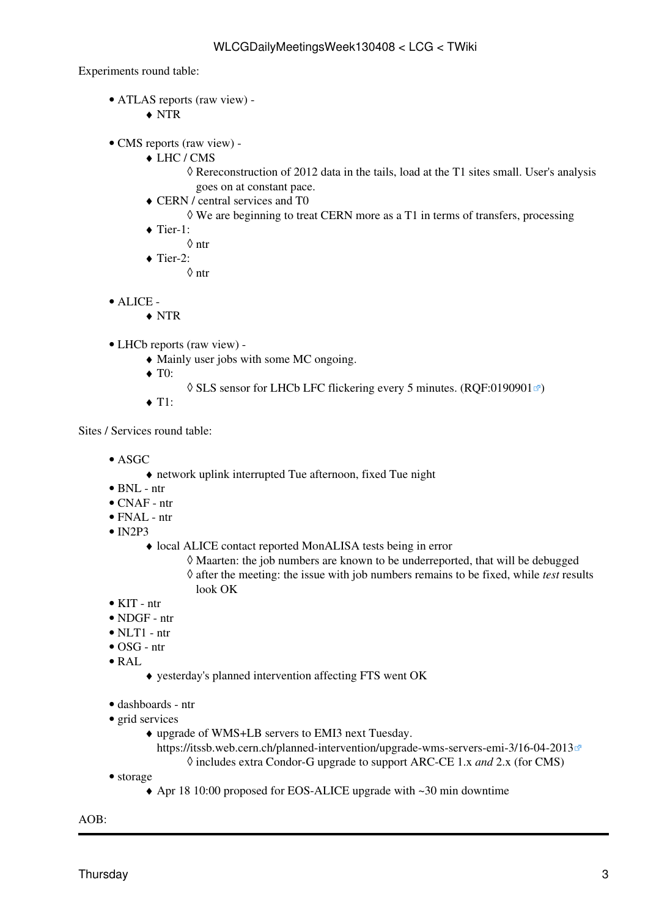Experiments round table:

- ATLAS reports (raw view) -
  - NTR
- CMS reports (raw view) -
  - LHC / CMS
    - Rereconstruction of 2012 data in the tails, load at the T1 sites small. User's analysis goes on at constant pace.
  - CERN / central services and T0
    - We are beginning to treat CERN more as a T1 in terms of transfers, processing
  - Tier-1:
    - ntr
  - Tier-2:
    - ntr
- ALICE -
  - NTR
- LHCb reports (raw view) -
  - Mainly user jobs with some MC ongoing.
  - T0:
    - SLS sensor for LHCb LFC flickering every 5 minutes. (RQF:0190901)
  - T1:

Sites / Services round table:

- ASGC
  - network uplink interrupted Tue afternoon, fixed Tue night
- BNL - ntr
- CNAF - ntr
- FNAL - ntr
- IN2P3
  - local ALICE contact reported MonALISA tests being in error
    - Maarten: the job numbers are known to be underreported, that will be debugged
    - after the meeting: the issue with job numbers remains to be fixed, while *test* results look OK
- KIT - ntr
- NDGF - ntr
- NLT1 - ntr
- OSG - ntr
- RAL
  - yesterday's planned intervention affecting FTS went OK
- dashboards - ntr
- grid services
  - upgrade of WMS+LB servers to EMI3 next Tuesday. https://itssb.web.cern.ch/planned-intervention/upgrade-wms-servers-emi-3/16-04-2013
    - includes extra Condor-G upgrade to support ARC-CE 1.x *and* 2.x (for CMS)
- storage
  - Apr 18 10:00 proposed for EOS-ALICE upgrade with ~30 min downtime

AOB:

---

Thursday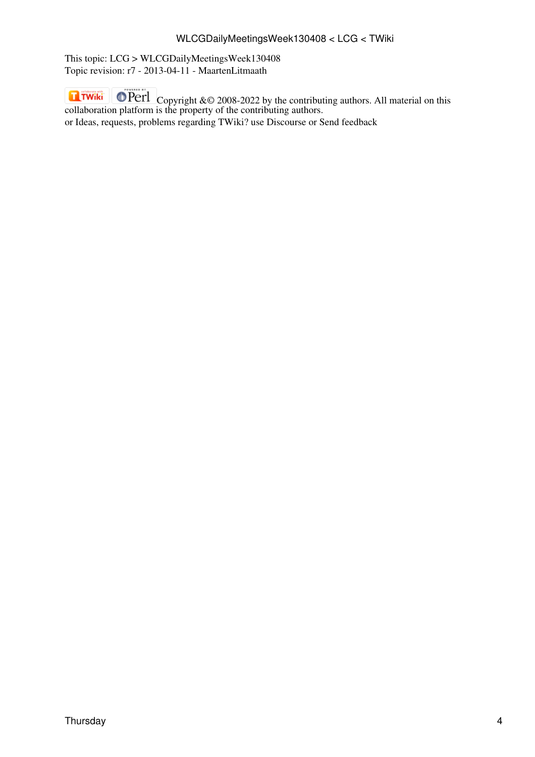This topic: LCG > WLCGDailyMeetingsWeek130408
Topic revision: r7 - 2013-04-11 - MaartenLitmaath

Copyright &© 2008-2022 by the contributing authors. All material on this collaboration platform is the property of the contributing authors.
or Ideas, requests, problems regarding TWiki? use Discourse or Send feedback